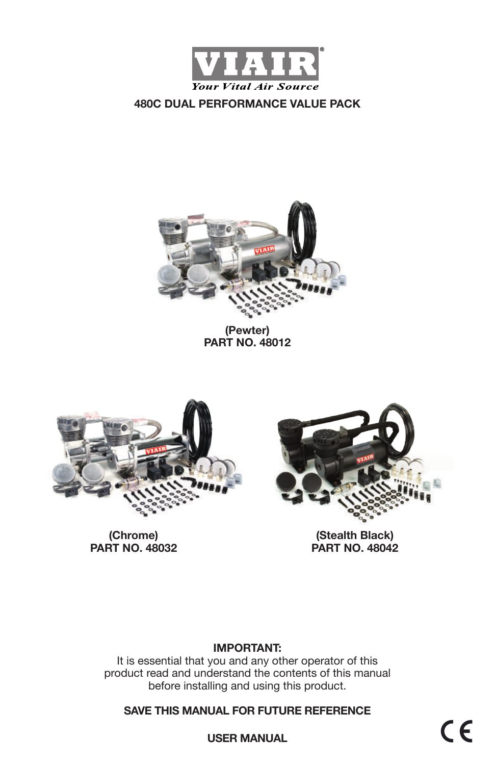VIAIR®

*Your Vital Air Source*

# 480C DUAL PERFORMANCE VALUE PACK

**(Pewter)**
**PART NO. 48012**

**(Chrome)**
**PART NO. 48032**

**(Stealth Black)**
**PART NO. 48042**

**IMPORTANT:**
It is essential that you and any other operator of this product read and understand the contents of this manual before installing and using this product.

**SAVE THIS MANUAL FOR FUTURE REFERENCE**

**USER MANUAL**

CE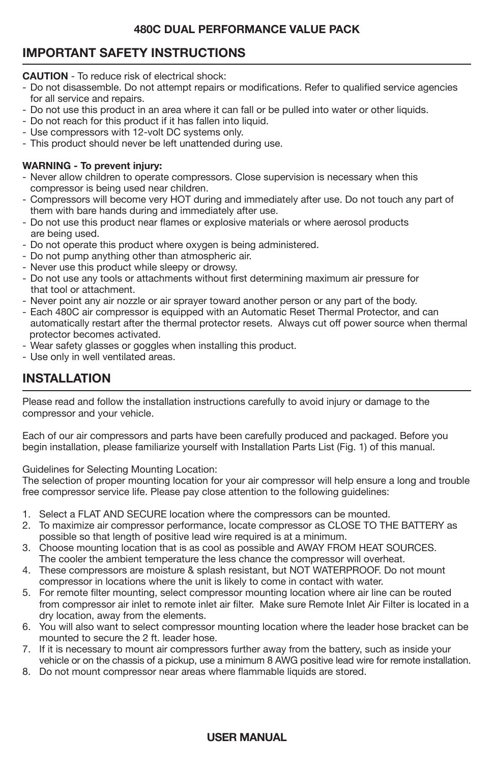**480C DUAL PERFORMANCE VALUE PACK**

## IMPORTANT SAFETY INSTRUCTIONS

**CAUTION** - To reduce risk of electrical shock:

- Do not disassemble. Do not attempt repairs or modifications. Refer to qualified service agencies for all service and repairs.
- Do not use this product in an area where it can fall or be pulled into water or other liquids.
- Do not reach for this product if it has fallen into liquid.
- Use compressors with 12-volt DC systems only.
- This product should never be left unattended during use.

**WARNING - To prevent injury:**

- Never allow children to operate compressors. Close supervision is necessary when this compressor is being used near children.
- Compressors will become very HOT during and immediately after use. Do not touch any part of them with bare hands during and immediately after use.
- Do not use this product near flames or explosive materials or where aerosol products are being used.
- Do not operate this product where oxygen is being administered.
- Do not pump anything other than atmospheric air.
- Never use this product while sleepy or drowsy.
- Do not use any tools or attachments without first determining maximum air pressure for that tool or attachment.
- Never point any air nozzle or air sprayer toward another person or any part of the body.
- Each 480C air compressor is equipped with an Automatic Reset Thermal Protector, and can automatically restart after the thermal protector resets. Always cut off power source when thermal protector becomes activated.
- Wear safety glasses or goggles when installing this product.
- Use only in well ventilated areas.

## INSTALLATION

Please read and follow the installation instructions carefully to avoid injury or damage to the compressor and your vehicle.

Each of our air compressors and parts have been carefully produced and packaged. Before you begin installation, please familiarize yourself with Installation Parts List (Fig. 1) of this manual.

Guidelines for Selecting Mounting Location:
The selection of proper mounting location for your air compressor will help ensure a long and trouble free compressor service life. Please pay close attention to the following guidelines:

1. Select a FLAT AND SECURE location where the compressors can be mounted.
2. To maximize air compressor performance, locate compressor as CLOSE TO THE BATTERY as possible so that length of positive lead wire required is at a minimum.
3. Choose mounting location that is as cool as possible and AWAY FROM HEAT SOURCES. The cooler the ambient temperature the less chance the compressor will overheat.
4. These compressors are moisture & splash resistant, but NOT WATERPROOF. Do not mount compressor in locations where the unit is likely to come in contact with water.
5. For remote filter mounting, select compressor mounting location where air line can be routed from compressor air inlet to remote inlet air filter. Make sure Remote Inlet Air Filter is located in a dry location, away from the elements.
6. You will also want to select compressor mounting location where the leader hose bracket can be mounted to secure the 2 ft. leader hose.
7. If it is necessary to mount air compressors further away from the battery, such as inside your vehicle or on the chassis of a pickup, use a minimum 8 AWG positive lead wire for remote installation.
8. Do not mount compressor near areas where flammable liquids are stored.

**USER MANUAL**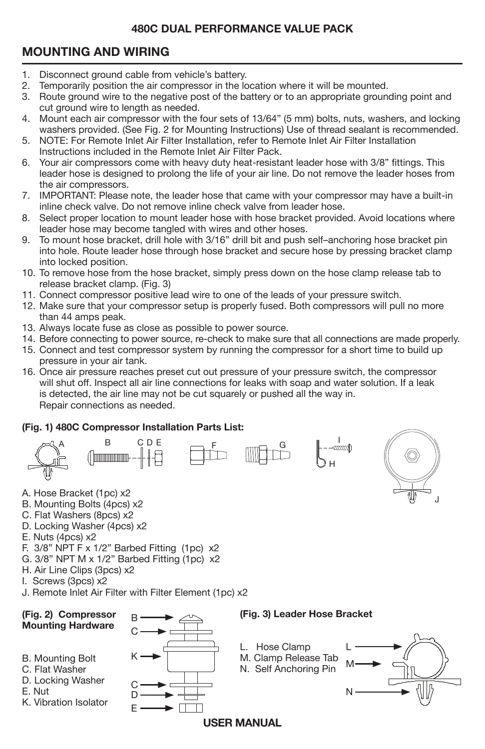# 480C DUAL PERFORMANCE VALUE PACK

## MOUNTING AND WIRING

1. Disconnect ground cable from vehicle's battery.
2. Temporarily position the air compressor in the location where it will be mounted.
3. Route ground wire to the negative post of the battery or to an appropriate grounding point and cut ground wire to length as needed.
4. Mount each air compressor with the four sets of 13/64" (5 mm) bolts, nuts, washers, and locking washers provided. (See Fig. 2 for Mounting Instructions) Use of thread sealant is recommended.
5. NOTE: For Remote Inlet Air Filter Installation, refer to Remote Inlet Air Filter Installation Instructions included in the Remote Inlet Air Filter Pack.
6. Your air compressors come with heavy duty heat-resistant leader hose with 3/8" fittings. This leader hose is designed to prolong the life of your air line. Do not remove the leader hoses from the air compressors.
7. IMPORTANT: Please note, the leader hose that came with your compressor may have a built-in inline check valve. Do not remove inline check valve from leader hose.
8. Select proper location to mount leader hose with hose bracket provided. Avoid locations where leader hose may become tangled with wires and other hoses.
9. To mount hose bracket, drill hole with 3/16" drill bit and push self–anchoring hose bracket pin into hole. Route leader hose through hose bracket and secure hose by pressing bracket clamp into locked position.
10. To remove hose from the hose bracket, simply press down on the hose clamp release tab to release bracket clamp. (Fig. 3)
11. Connect compressor positive lead wire to one of the leads of your pressure switch.
12. Make sure that your compressor setup is properly fused. Both compressors will pull no more than 44 amps peak.
13. Always locate fuse as close as possible to power source.
14. Before connecting to power source, re-check to make sure that all connections are made properly.
15. Connect and test compressor system by running the compressor for a short time to build up pressure in your air tank.
16. Once air pressure reaches preset cut out pressure of your pressure switch, the compressor will shut off. Inspect all air line connections for leaks with soap and water solution. If a leak is detected, the air line may not be cut squarely or pushed all the way in. Repair connections as needed.

**(Fig. 1) 480C Compressor Installation Parts List:**

A. Hose Bracket (1pc) x2
B. Mounting Bolts (4pcs) x2
C. Flat Washers (8pcs) x2
D. Locking Washer (4pcs) x2
E. Nuts (4pcs) x2
F. 3/8" NPT F x 1/2" Barbed Fitting (1pc) x2
G. 3/8" NPT M x 1/2" Barbed Fitting (1pc) x2
H. Air Line Clips (3pcs) x2
I. Screws (3pcs) x2
J. Remote Inlet Air Filter with Filter Element (1pc) x2

**(Fig. 2) Compressor Mounting Hardware**

B. Mounting Bolt
C. Flat Washer
D. Locking Washer
E. Nut
K. Vibration Isolator

**(Fig. 3) Leader Hose Bracket**

L. Hose Clamp
M. Clamp Release Tab
N. Self Anchoring Pin

**USER MANUAL**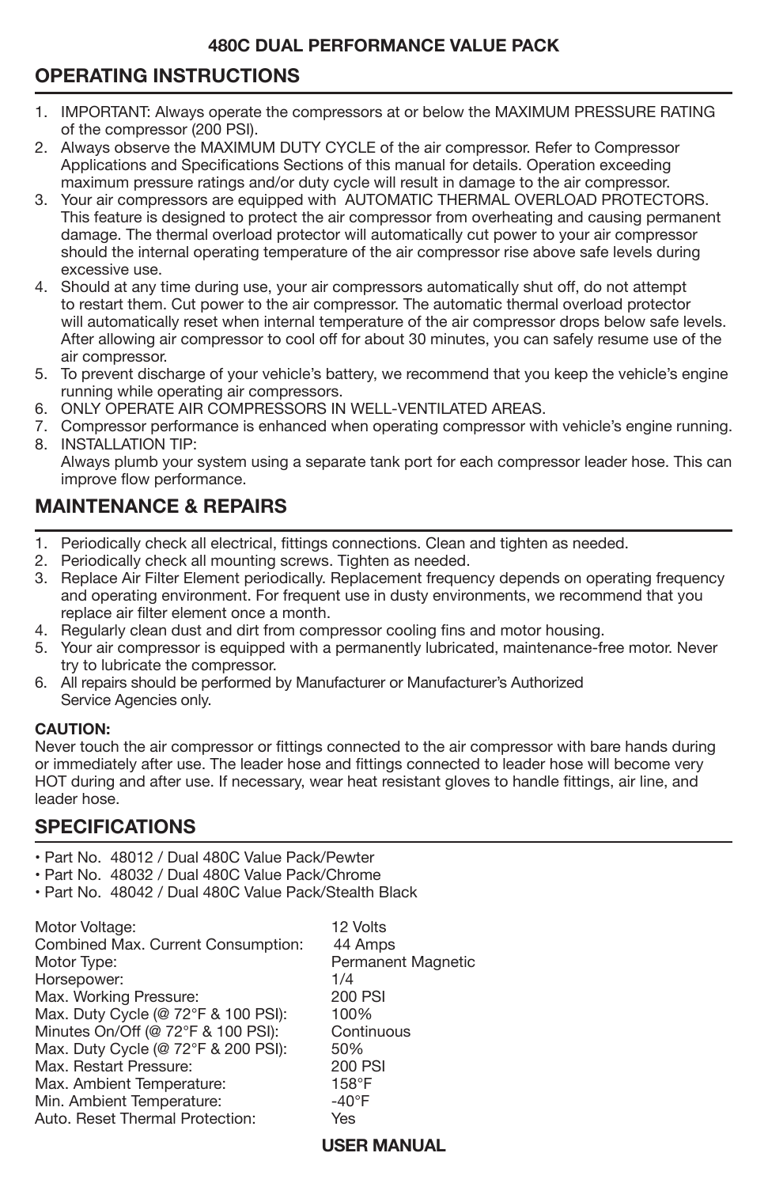**480C DUAL PERFORMANCE VALUE PACK**

## OPERATING INSTRUCTIONS

1. IMPORTANT: Always operate the compressors at or below the MAXIMUM PRESSURE RATING of the compressor (200 PSI).
2. Always observe the MAXIMUM DUTY CYCLE of the air compressor. Refer to Compressor Applications and Specifications Sections of this manual for details. Operation exceeding maximum pressure ratings and/or duty cycle will result in damage to the air compressor.
3. Your air compressors are equipped with AUTOMATIC THERMAL OVERLOAD PROTECTORS. This feature is designed to protect the air compressor from overheating and causing permanent damage. The thermal overload protector will automatically cut power to your air compressor should the internal operating temperature of the air compressor rise above safe levels during excessive use.
4. Should at any time during use, your air compressors automatically shut off, do not attempt to restart them. Cut power to the air compressor. The automatic thermal overload protector will automatically reset when internal temperature of the air compressor drops below safe levels. After allowing air compressor to cool off for about 30 minutes, you can safely resume use of the air compressor.
5. To prevent discharge of your vehicle's battery, we recommend that you keep the vehicle's engine running while operating air compressors.
6. ONLY OPERATE AIR COMPRESSORS IN WELL-VENTILATED AREAS.
7. Compressor performance is enhanced when operating compressor with vehicle's engine running.
8. INSTALLATION TIP:
   Always plumb your system using a separate tank port for each compressor leader hose. This can improve flow performance.

## MAINTENANCE & REPAIRS

1. Periodically check all electrical, fittings connections. Clean and tighten as needed.
2. Periodically check all mounting screws. Tighten as needed.
3. Replace Air Filter Element periodically. Replacement frequency depends on operating frequency and operating environment. For frequent use in dusty environments, we recommend that you replace air filter element once a month.
4. Regularly clean dust and dirt from compressor cooling fins and motor housing.
5. Your air compressor is equipped with a permanently lubricated, maintenance-free motor. Never try to lubricate the compressor.
6. All repairs should be performed by Manufacturer or Manufacturer's Authorized Service Agencies only.

**CAUTION:**
Never touch the air compressor or fittings connected to the air compressor with bare hands during or immediately after use. The leader hose and fittings connected to leader hose will become very HOT during and after use. If necessary, wear heat resistant gloves to handle fittings, air line, and leader hose.

## SPECIFICATIONS

- Part No. 48012 / Dual 480C Value Pack/Pewter
- Part No. 48032 / Dual 480C Value Pack/Chrome
- Part No. 48042 / Dual 480C Value Pack/Stealth Black

| | |
|---|---|
| Motor Voltage: | 12 Volts |
| Combined Max. Current Consumption: | 44 Amps |
| Motor Type: | Permanent Magnetic |
| Horsepower: | 1/4 |
| Max. Working Pressure: | 200 PSI |
| Max. Duty Cycle (@ 72°F & 100 PSI): | 100% |
| Minutes On/Off (@ 72°F & 100 PSI): | Continuous |
| Max. Duty Cycle (@ 72°F & 200 PSI): | 50% |
| Max. Restart Pressure: | 200 PSI |
| Max. Ambient Temperature: | 158°F |
| Min. Ambient Temperature: | -40°F |
| Auto. Reset Thermal Protection: | Yes |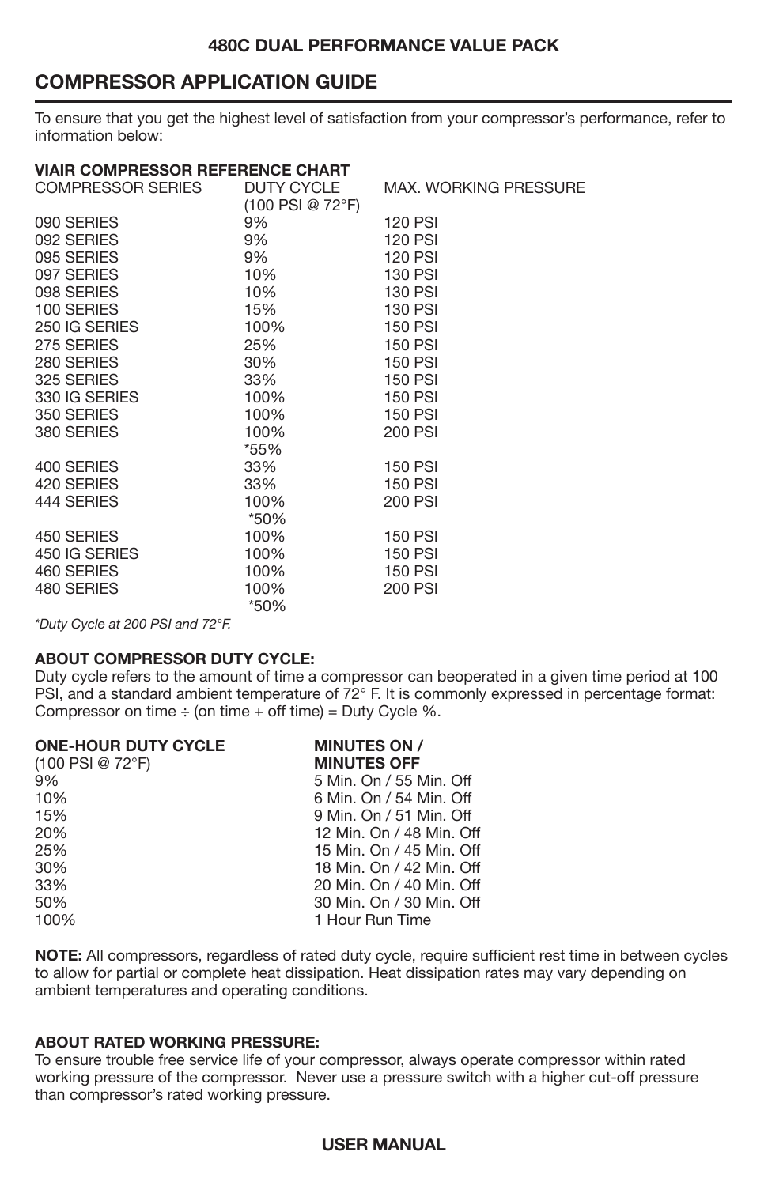## COMPRESSOR APPLICATION GUIDE

To ensure that you get the highest level of satisfaction from your compressor's performance, refer to information below:

**VIAIR COMPRESSOR REFERENCE CHART**

| COMPRESSOR SERIES | DUTY CYCLE (100 PSI @ 72°F) | MAX. WORKING PRESSURE |
|---|---|---|
| 090 SERIES | 9% | 120 PSI |
| 092 SERIES | 9% | 120 PSI |
| 095 SERIES | 9% | 120 PSI |
| 097 SERIES | 10% | 130 PSI |
| 098 SERIES | 10% | 130 PSI |
| 100 SERIES | 15% | 130 PSI |
| 250 IG SERIES | 100% | 150 PSI |
| 275 SERIES | 25% | 150 PSI |
| 280 SERIES | 30% | 150 PSI |
| 325 SERIES | 33% | 150 PSI |
| 330 IG SERIES | 100% | 150 PSI |
| 350 SERIES | 100% | 150 PSI |
| 380 SERIES | 100% *55% | 200 PSI |
| 400 SERIES | 33% | 150 PSI |
| 420 SERIES | 33% | 150 PSI |
| 444 SERIES | 100% *50% | 200 PSI |
| 450 SERIES | 100% | 150 PSI |
| 450 IG SERIES | 100% | 150 PSI |
| 460 SERIES | 100% | 150 PSI |
| 480 SERIES | 100% *50% | 200 PSI |

*\*Duty Cycle at 200 PSI and 72°F.*

**ABOUT COMPRESSOR DUTY CYCLE:**
Duty cycle refers to the amount of time a compressor can beoperated in a given time period at 100 PSI, and a standard ambient temperature of 72° F. It is commonly expressed in percentage format: Compressor on time ÷ (on time + off time) = Duty Cycle %.

| ONE-HOUR DUTY CYCLE (100 PSI @ 72°F) | MINUTES ON / MINUTES OFF |
|---|---|
| 9% | 5 Min. On / 55 Min. Off |
| 10% | 6 Min. On / 54 Min. Off |
| 15% | 9 Min. On / 51 Min. Off |
| 20% | 12 Min. On / 48 Min. Off |
| 25% | 15 Min. On / 45 Min. Off |
| 30% | 18 Min. On / 42 Min. Off |
| 33% | 20 Min. On / 40 Min. Off |
| 50% | 30 Min. On / 30 Min. Off |
| 100% | 1 Hour Run Time |

**NOTE:** All compressors, regardless of rated duty cycle, require sufficient rest time in between cycles to allow for partial or complete heat dissipation. Heat dissipation rates may vary depending on ambient temperatures and operating conditions.

**ABOUT RATED WORKING PRESSURE:**
To ensure trouble free service life of your compressor, always operate compressor within rated working pressure of the compressor. Never use a pressure switch with a higher cut-off pressure than compressor's rated working pressure.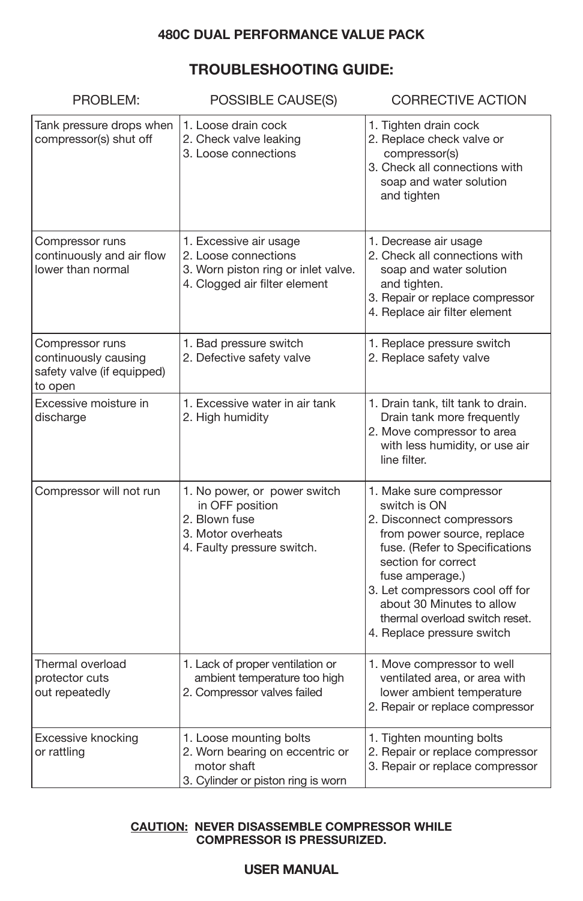## 480C DUAL PERFORMANCE VALUE PACK

# TROUBLESHOOTING GUIDE:

| PROBLEM: | POSSIBLE CAUSE(S) | CORRECTIVE ACTION |
| --- | --- | --- |
| Tank pressure drops when compressor(s) shut off | 1. Loose drain cock<br>2. Check valve leaking<br>3. Loose connections | 1. Tighten drain cock<br>2. Replace check valve or compressor(s)<br>3. Check all connections with soap and water solution and tighten |
| Compressor runs continuously and air flow lower than normal | 1. Excessive air usage<br>2. Loose connections<br>3. Worn piston ring or inlet valve.<br>4. Clogged air filter element | 1. Decrease air usage<br>2. Check all connections with soap and water solution and tighten.<br>3. Repair or replace compressor<br>4. Replace air filter element |
| Compressor runs continuously causing safety valve (if equipped) to open | 1. Bad pressure switch<br>2. Defective safety valve | 1. Replace pressure switch<br>2. Replace safety valve |
| Excessive moisture in discharge | 1. Excessive water in air tank<br>2. High humidity | 1. Drain tank, tilt tank to drain. Drain tank more frequently<br>2. Move compressor to area with less humidity, or use air line filter. |
| Compressor will not run | 1. No power, or power switch in OFF position<br>2. Blown fuse<br>3. Motor overheats<br>4. Faulty pressure switch. | 1. Make sure compressor switch is ON<br>2. Disconnect compressors from power source, replace fuse. (Refer to Specifications section for correct fuse amperage.)<br>3. Let compressors cool off for about 30 Minutes to allow thermal overload switch reset.<br>4. Replace pressure switch |
| Thermal overload protector cuts out repeatedly | 1. Lack of proper ventilation or ambient temperature too high<br>2. Compressor valves failed | 1. Move compressor to well ventilated area, or area with lower ambient temperature<br>2. Repair or replace compressor |
| Excessive knocking or rattling | 1. Loose mounting bolts<br>2. Worn bearing on eccentric or motor shaft<br>3. Cylinder or piston ring is worn | 1. Tighten mounting bolts<br>2. Repair or replace compressor<br>3. Repair or replace compressor |

**CAUTION: NEVER DISASSEMBLE COMPRESSOR WHILE COMPRESSOR IS PRESSURIZED.**

**USER MANUAL**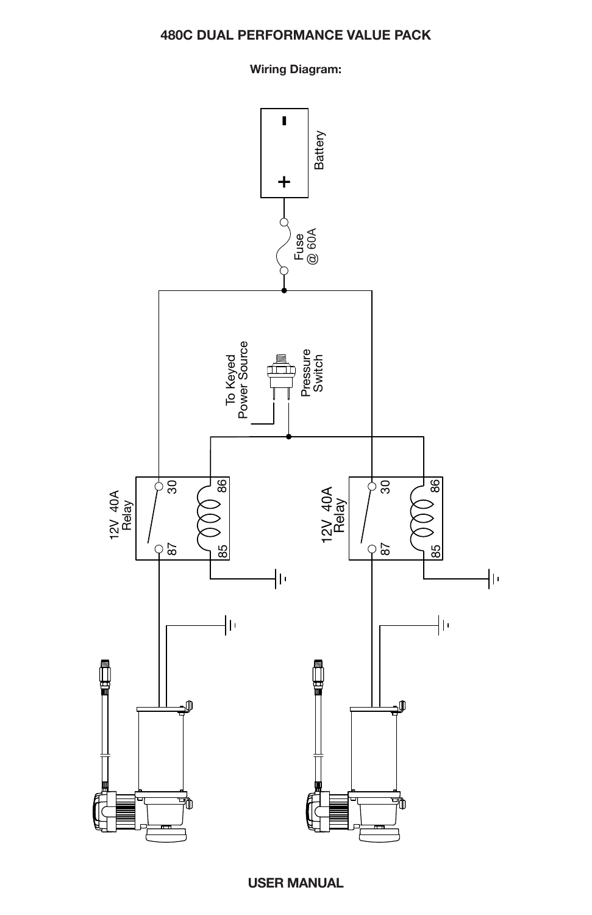# 480C DUAL PERFORMANCE VALUE PACK

**Wiring Diagram:**

- Battery
- +
- Fuse @ 60A
- To Keyed Power Source
- Pressure Switch
- 12V 40A Relay
- 30
- 86
- 87
- 85
- 12V 40A Relay
- 30
- 86
- 87
- 85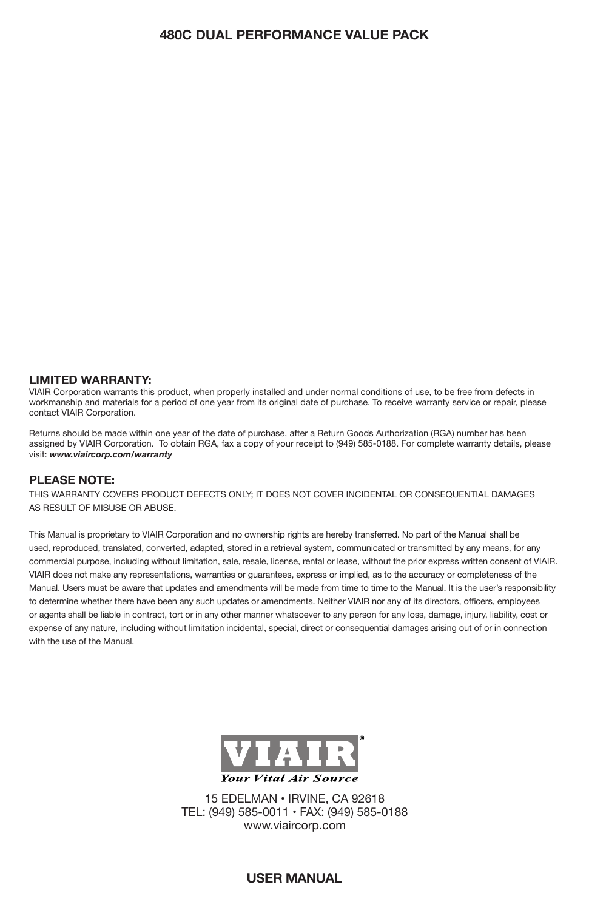# 480C DUAL PERFORMANCE VALUE PACK

## LIMITED WARRANTY:

VIAIR Corporation warrants this product, when properly installed and under normal conditions of use, to be free from defects in workmanship and materials for a period of one year from its original date of purchase. To receive warranty service or repair, please contact VIAIR Corporation.

Returns should be made within one year of the date of purchase, after a Return Goods Authorization (RGA) number has been assigned by VIAIR Corporation. To obtain RGA, fax a copy of your receipt to (949) 585-0188. For complete warranty details, please visit: ***www.viaircorp.com/warranty***

## PLEASE NOTE:

THIS WARRANTY COVERS PRODUCT DEFECTS ONLY; IT DOES NOT COVER INCIDENTAL OR CONSEQUENTIAL DAMAGES AS RESULT OF MISUSE OR ABUSE.

This Manual is proprietary to VIAIR Corporation and no ownership rights are hereby transferred. No part of the Manual shall be used, reproduced, translated, converted, adapted, stored in a retrieval system, communicated or transmitted by any means, for any commercial purpose, including without limitation, sale, resale, license, rental or lease, without the prior express written consent of VIAIR. VIAIR does not make any representations, warranties or guarantees, express or implied, as to the accuracy or completeness of the Manual. Users must be aware that updates and amendments will be made from time to time to the Manual. It is the user's responsibility to determine whether there have been any such updates or amendments. Neither VIAIR nor any of its directors, officers, employees or agents shall be liable in contract, tort or in any other manner whatsoever to any person for any loss, damage, injury, liability, cost or expense of any nature, including without limitation incidental, special, direct or consequential damages arising out of or in connection with the use of the Manual.

VIAIR®
*Your Vital Air Source*

15 EDELMAN • IRVINE, CA 92618
TEL: (949) 585-0011 • FAX: (949) 585-0188
www.viaircorp.com

**USER MANUAL**